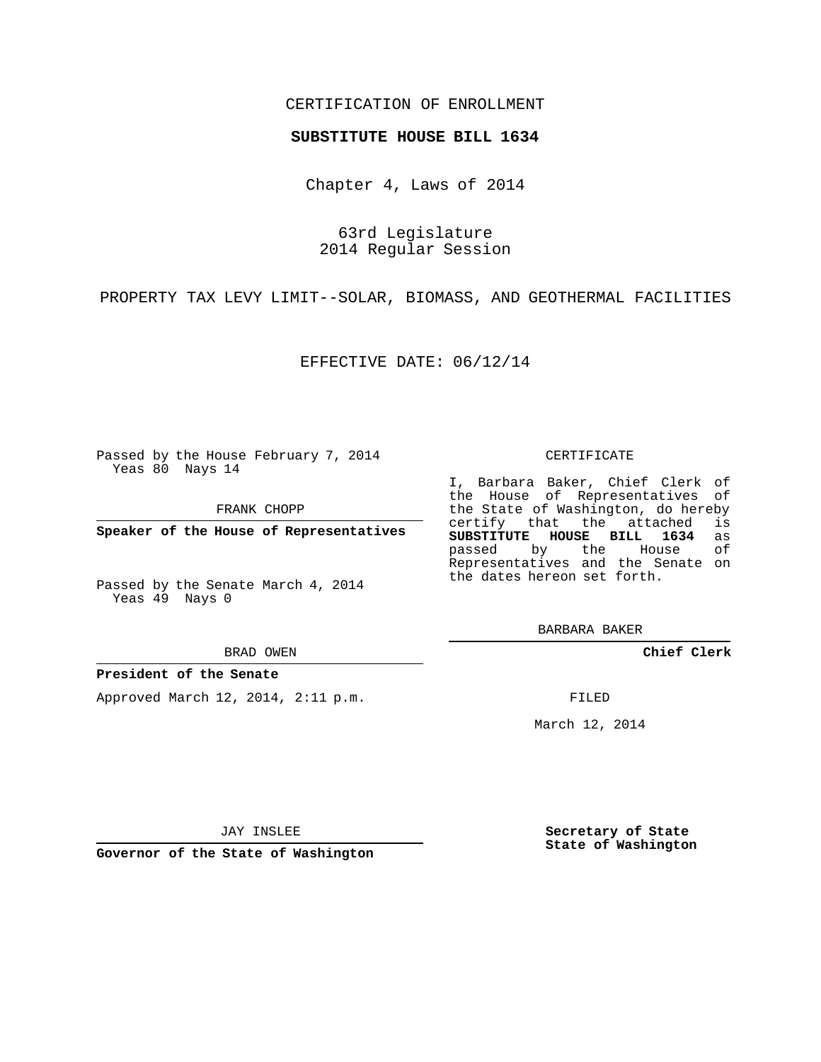CERTIFICATION OF ENROLLMENT

**SUBSTITUTE HOUSE BILL 1634**

Chapter 4, Laws of 2014

63rd Legislature
2014 Regular Session

PROPERTY TAX LEVY LIMIT--SOLAR, BIOMASS, AND GEOTHERMAL FACILITIES

EFFECTIVE DATE: 06/12/14

Passed by the House February 7, 2014
Yeas 80 Nays 14

FRANK CHOPP

**Speaker of the House of Representatives**

Passed by the Senate March 4, 2014
Yeas 49 Nays 0

BRAD OWEN

**President of the Senate**

Approved March 12, 2014, 2:11 p.m.

JAY INSLEE

**Governor of the State of Washington**

CERTIFICATE

I, Barbara Baker, Chief Clerk of the House of Representatives of the State of Washington, do hereby certify that the attached is **SUBSTITUTE HOUSE BILL 1634** as passed by the House of Representatives and the Senate on the dates hereon set forth.

BARBARA BAKER

**Chief Clerk**

FILED

March 12, 2014

**Secretary of State**
**State of Washington**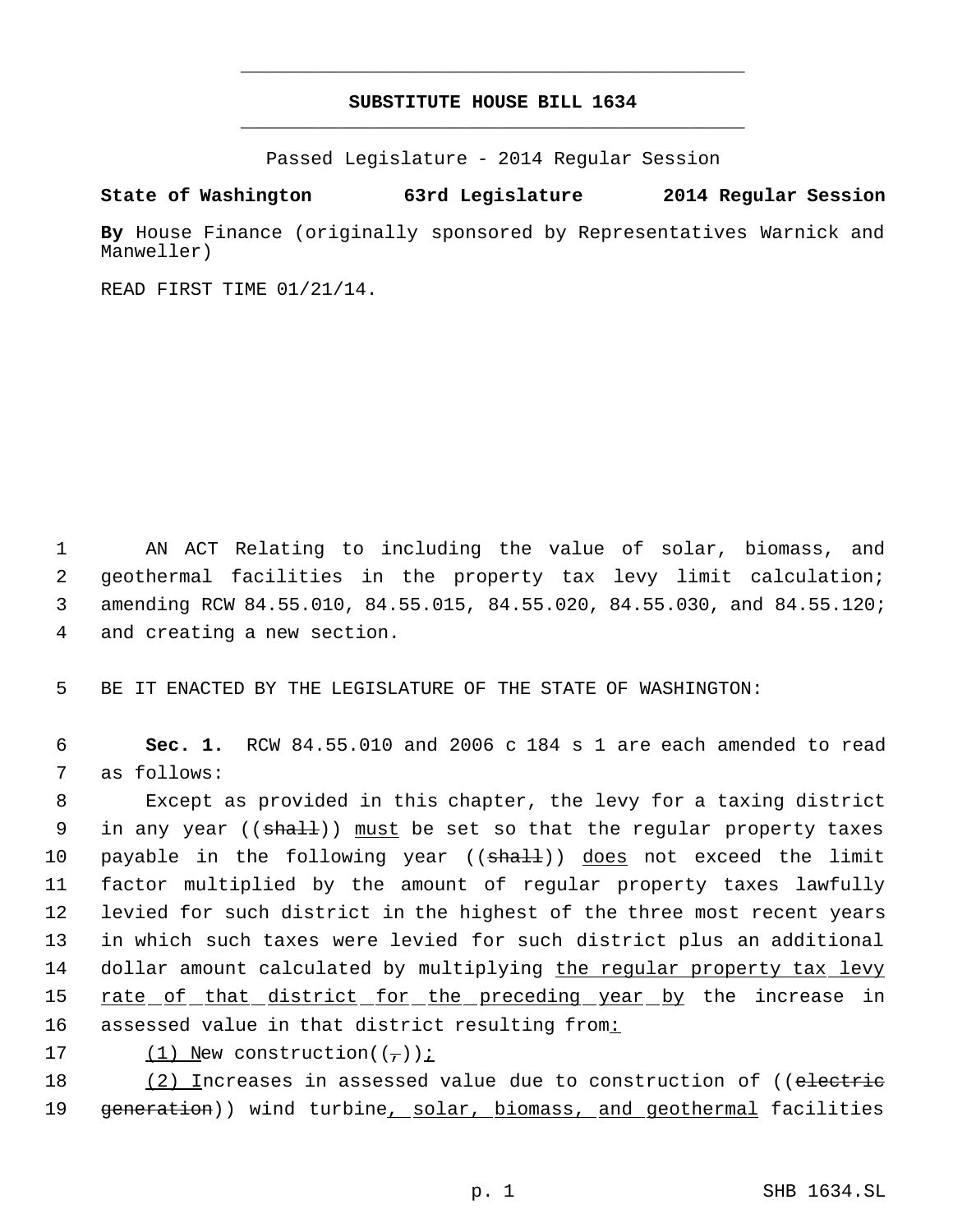# SUBSTITUTE HOUSE BILL 1634

Passed Legislature - 2014 Regular Session

**State of Washington** **63rd Legislature** **2014 Regular Session**

**By** House Finance (originally sponsored by Representatives Warnick and Manweller)

READ FIRST TIME 01/21/14.

AN ACT Relating to including the value of solar, biomass, and geothermal facilities in the property tax levy limit calculation; amending RCW 84.55.010, 84.55.015, 84.55.020, 84.55.030, and 84.55.120; and creating a new section.

BE IT ENACTED BY THE LEGISLATURE OF THE STATE OF WASHINGTON:

**Sec. 1.** RCW 84.55.010 and 2006 c 184 s 1 are each amended to read as follows:

Except as provided in this chapter, the levy for a taxing district in any year ((~~shall~~)) <u>must</u> be set so that the regular property taxes payable in the following year ((~~shall~~)) <u>does</u> not exceed the limit factor multiplied by the amount of regular property taxes lawfully levied for such district in the highest of the three most recent years in which such taxes were levied for such district plus an additional dollar amount calculated by multiplying <u>the regular property tax levy rate of that district for the preceding year by</u> the increase in assessed value in that district resulting from<u>:</u>

<u>(1) N</u>ew construction((~~,~~))<u>;</u>

<u>(2) I</u>ncreases in assessed value due to construction of ((~~electric generation~~)) wind turbine<u>, solar, biomass, and geothermal</u> facilities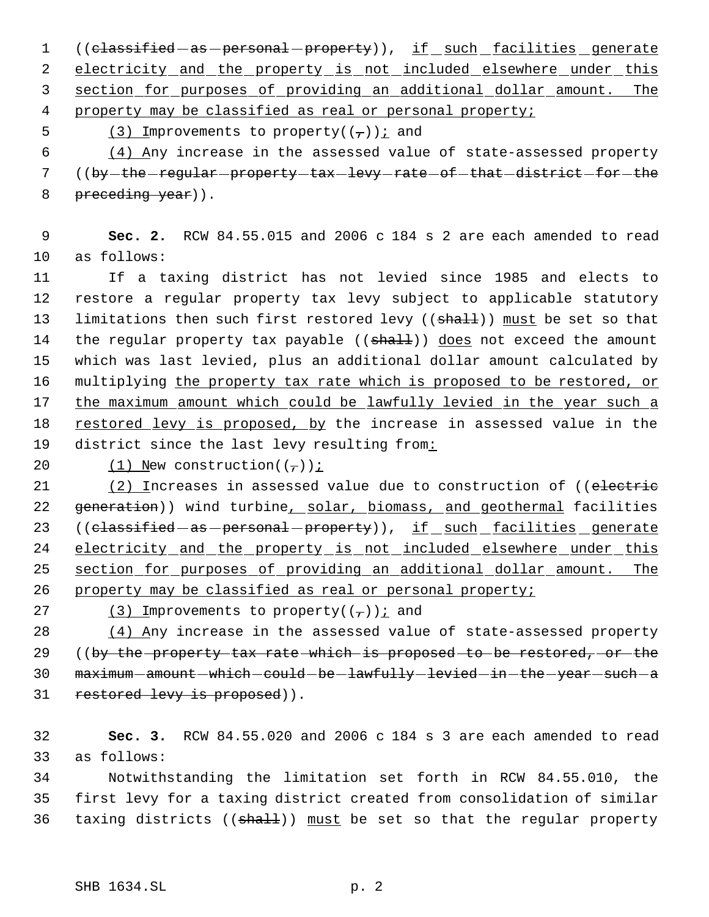((~~classified as personal property~~)), if such facilities generate electricity and the property is not included elsewhere under this section for purposes of providing an additional dollar amount. The property may be classified as real or personal property;

(3) Improvements to property((~~,~~)); and

(4) Any increase in the assessed value of state-assessed property ((~~by the regular property tax levy rate of that district for the preceding year~~)).

**Sec. 2.** RCW 84.55.015 and 2006 c 184 s 2 are each amended to read as follows:

If a taxing district has not levied since 1985 and elects to restore a regular property tax levy subject to applicable statutory limitations then such first restored levy ((~~shall~~)) must be set so that the regular property tax payable ((~~shall~~)) does not exceed the amount which was last levied, plus an additional dollar amount calculated by multiplying the property tax rate which is proposed to be restored, or the maximum amount which could be lawfully levied in the year such a restored levy is proposed, by the increase in assessed value in the district since the last levy resulting from:

(1) New construction((~~,~~));

(2) Increases in assessed value due to construction of ((~~electric generation~~)) wind turbine, solar, biomass, and geothermal facilities ((~~classified as personal property~~)), if such facilities generate electricity and the property is not included elsewhere under this section for purposes of providing an additional dollar amount. The property may be classified as real or personal property;

(3) Improvements to property((~~,~~)); and

(4) Any increase in the assessed value of state-assessed property ((~~by the property tax rate which is proposed to be restored, or the maximum amount which could be lawfully levied in the year such a restored levy is proposed~~)).

**Sec. 3.** RCW 84.55.020 and 2006 c 184 s 3 are each amended to read as follows:

Notwithstanding the limitation set forth in RCW 84.55.010, the first levy for a taxing district created from consolidation of similar taxing districts ((~~shall~~)) must be set so that the regular property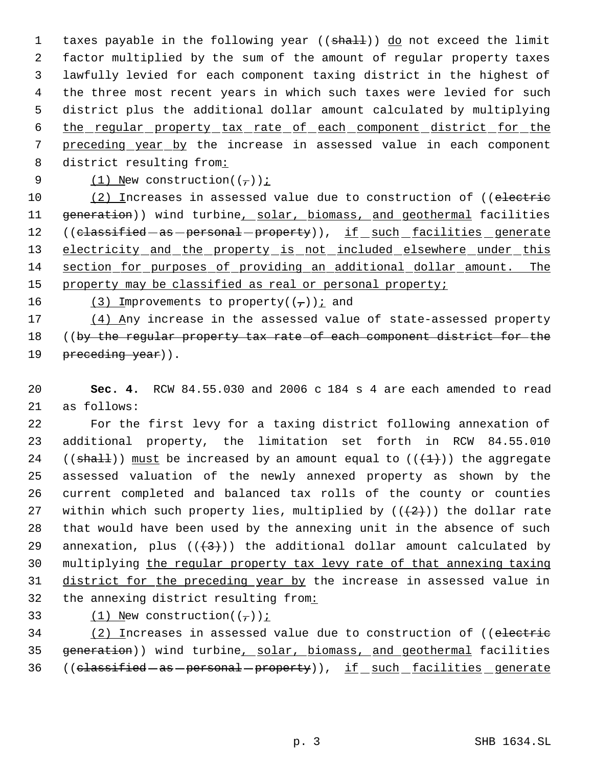taxes payable in the following year ((~~shall~~)) do not exceed the limit factor multiplied by the sum of the amount of regular property taxes lawfully levied for each component taxing district in the highest of the three most recent years in which such taxes were levied for such district plus the additional dollar amount calculated by multiplying the regular property tax rate of each component district for the preceding year by the increase in assessed value in each component district resulting from:

(1) New construction((~~,~~));

(2) Increases in assessed value due to construction of ((~~electric generation~~)) wind turbine, solar, biomass, and geothermal facilities ((~~classified as personal property~~)), if such facilities generate electricity and the property is not included elsewhere under this section for purposes of providing an additional dollar amount. The property may be classified as real or personal property;

(3) Improvements to property((~~,~~)); and

(4) Any increase in the assessed value of state-assessed property ((~~by the regular property tax rate of each component district for the preceding year~~)).

**Sec. 4.** RCW 84.55.030 and 2006 c 184 s 4 are each amended to read as follows:

For the first levy for a taxing district following annexation of additional property, the limitation set forth in RCW 84.55.010 ((~~shall~~)) must be increased by an amount equal to ((~~(1)~~)) the aggregate assessed valuation of the newly annexed property as shown by the current completed and balanced tax rolls of the county or counties within which such property lies, multiplied by ((~~(2)~~)) the dollar rate that would have been used by the annexing unit in the absence of such annexation, plus ((~~(3)~~)) the additional dollar amount calculated by multiplying the regular property tax levy rate of that annexing taxing district for the preceding year by the increase in assessed value in the annexing district resulting from:

(1) New construction((~~,~~));

(2) Increases in assessed value due to construction of ((~~electric generation~~)) wind turbine, solar, biomass, and geothermal facilities ((~~classified as personal property~~)), if such facilities generate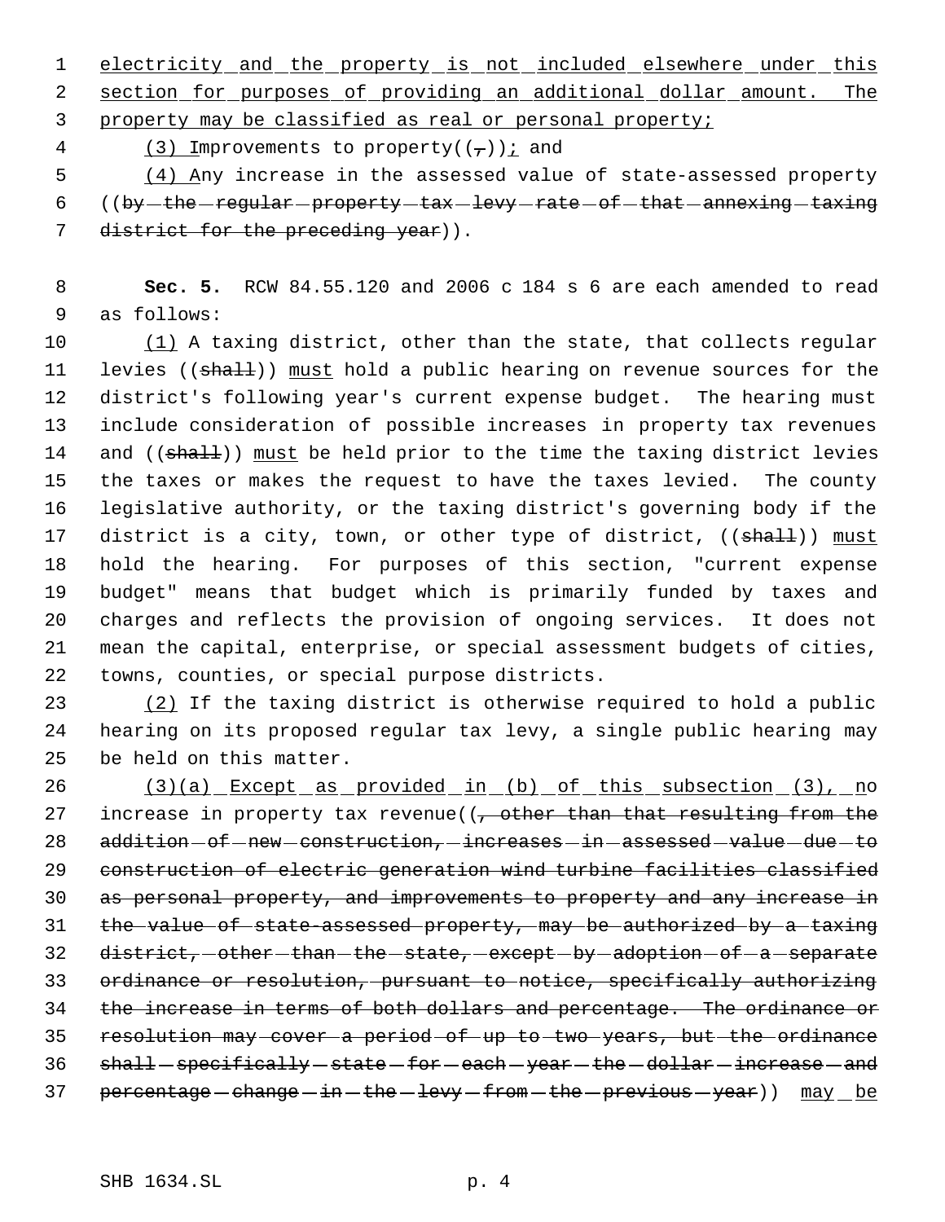electricity and the property is not included elsewhere under this section for purposes of providing an additional dollar amount. The property may be classified as real or personal property;

(3) Improvements to property((,)); and

(4) Any increase in the assessed value of state-assessed property ((by the regular property tax levy rate of that annexing taxing district for the preceding year)).

**Sec. 5.** RCW 84.55.120 and 2006 c 184 s 6 are each amended to read as follows:

(1) A taxing district, other than the state, that collects regular levies ((shall)) must hold a public hearing on revenue sources for the district's following year's current expense budget. The hearing must include consideration of possible increases in property tax revenues and ((shall)) must be held prior to the time the taxing district levies the taxes or makes the request to have the taxes levied. The county legislative authority, or the taxing district's governing body if the district is a city, town, or other type of district, ((shall)) must hold the hearing. For purposes of this section, "current expense budget" means that budget which is primarily funded by taxes and charges and reflects the provision of ongoing services. It does not mean the capital, enterprise, or special assessment budgets of cities, towns, counties, or special purpose districts.

(2) If the taxing district is otherwise required to hold a public hearing on its proposed regular tax levy, a single public hearing may be held on this matter.

(3)(a) Except as provided in (b) of this subsection (3), no increase in property tax revenue((, other than that resulting from the addition of new construction, increases in assessed value due to construction of electric generation wind turbine facilities classified as personal property, and improvements to property and any increase in the value of state-assessed property, may be authorized by a taxing district, other than the state, except by adoption of a separate ordinance or resolution, pursuant to notice, specifically authorizing the increase in terms of both dollars and percentage. The ordinance or resolution may cover a period of up to two years, but the ordinance shall specifically state for each year the dollar increase and percentage change in the levy from the previous year)) may be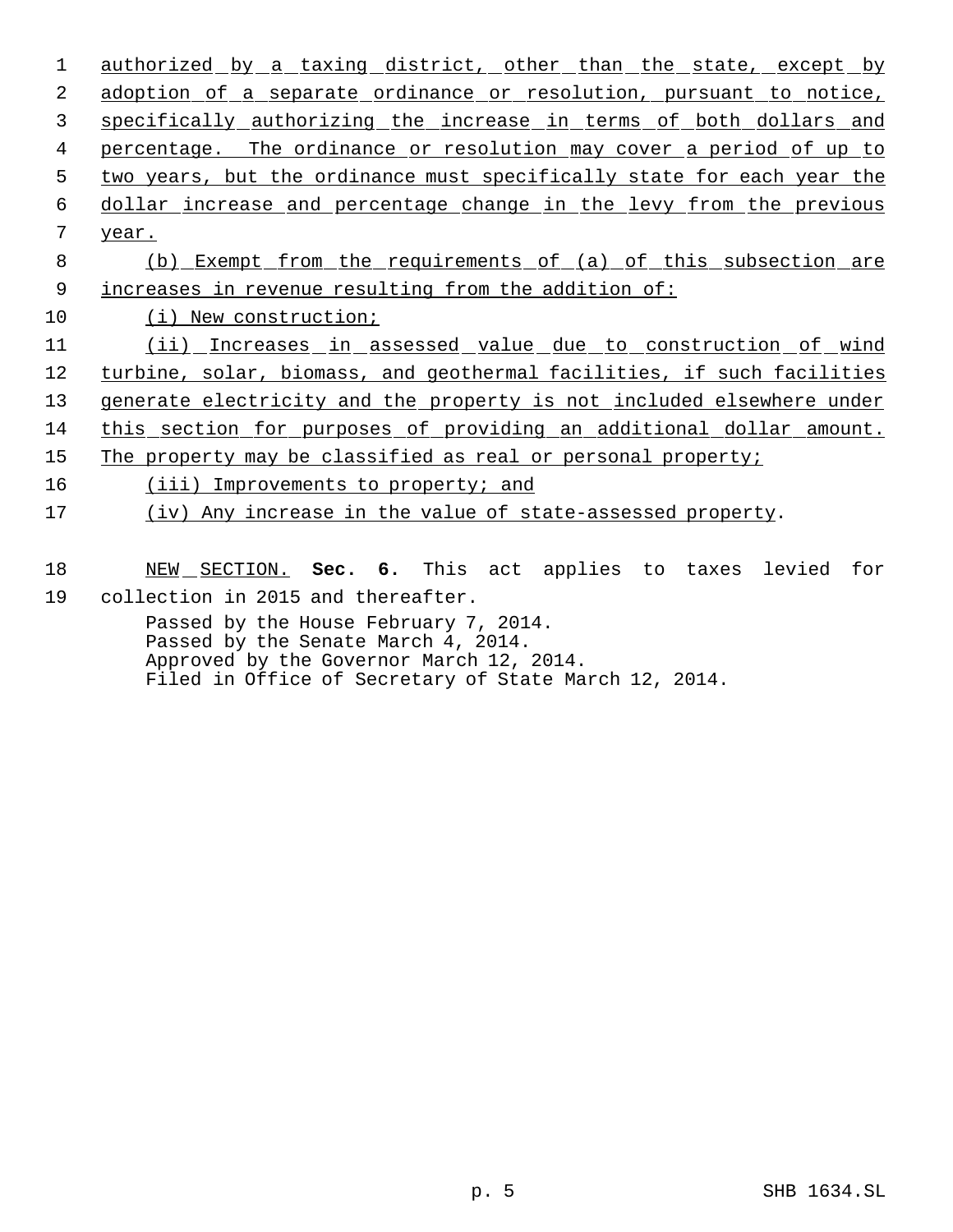authorized by a taxing district, other than the state, except by adoption of a separate ordinance or resolution, pursuant to notice, specifically authorizing the increase in terms of both dollars and percentage. The ordinance or resolution may cover a period of up to two years, but the ordinance must specifically state for each year the dollar increase and percentage change in the levy from the previous year.

(b) Exempt from the requirements of (a) of this subsection are increases in revenue resulting from the addition of:

(i) New construction;

(ii) Increases in assessed value due to construction of wind turbine, solar, biomass, and geothermal facilities, if such facilities generate electricity and the property is not included elsewhere under this section for purposes of providing an additional dollar amount. The property may be classified as real or personal property;

(iii) Improvements to property; and

(iv) Any increase in the value of state-assessed property.

NEW SECTION. **Sec. 6.** This act applies to taxes levied for collection in 2015 and thereafter.

Passed by the House February 7, 2014.
Passed by the Senate March 4, 2014.
Approved by the Governor March 12, 2014.
Filed in Office of Secretary of State March 12, 2014.